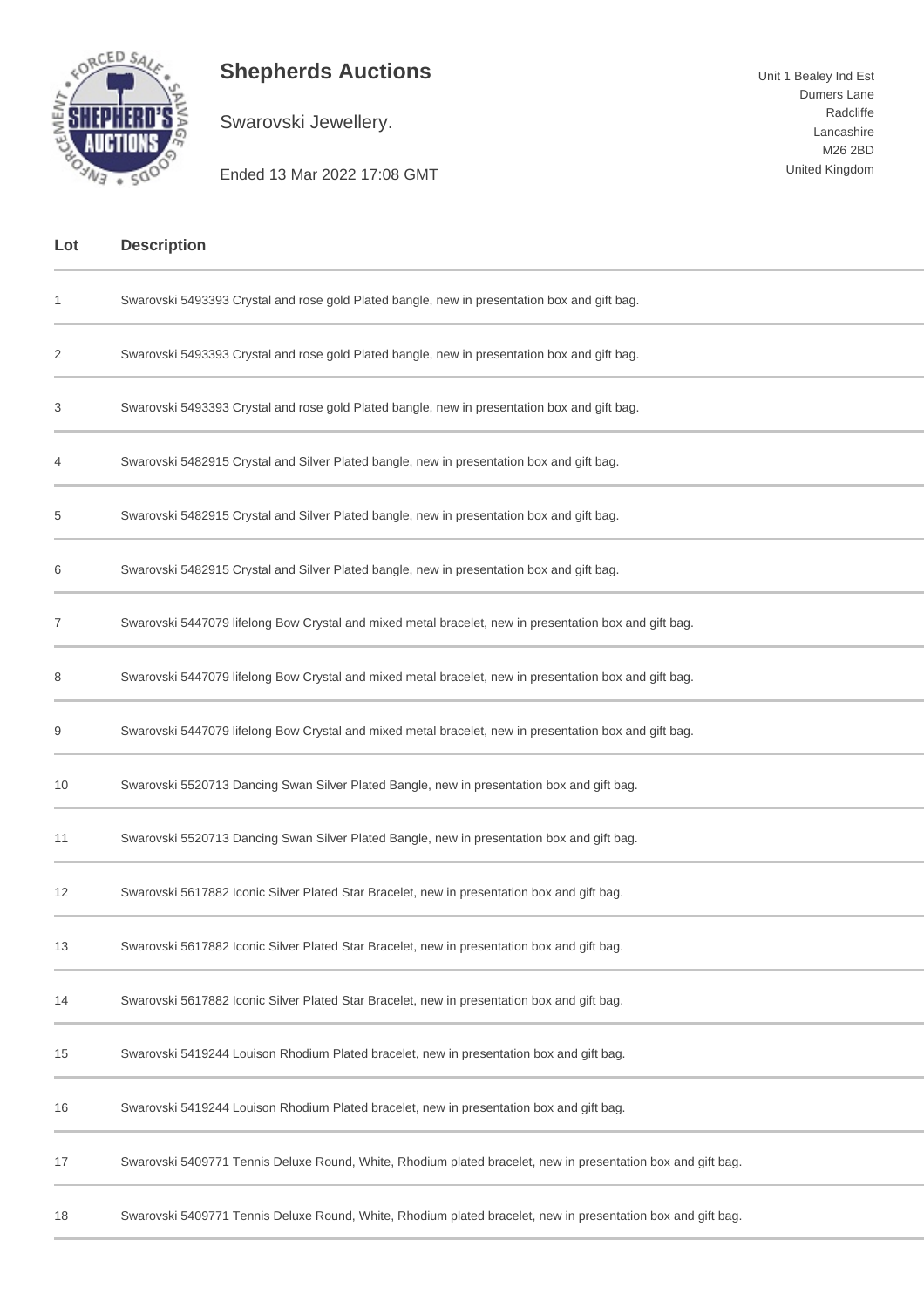# Shepherds Auctions

Swarovski Jewellery.

Ended 13 Mar 2022 17:08 GMT

Unit 1 Bealey Ind Est
Dumers Lane
Radcliffe
Lancashire
M26 2BD
United Kingdom

| Lot | Description |
|---|---|
| 1 | Swarovski 5493393 Crystal and rose gold Plated bangle, new in presentation box and gift bag. |
| 2 | Swarovski 5493393 Crystal and rose gold Plated bangle, new in presentation box and gift bag. |
| 3 | Swarovski 5493393 Crystal and rose gold Plated bangle, new in presentation box and gift bag. |
| 4 | Swarovski 5482915 Crystal and Silver Plated bangle, new in presentation box and gift bag. |
| 5 | Swarovski 5482915 Crystal and Silver Plated bangle, new in presentation box and gift bag. |
| 6 | Swarovski 5482915 Crystal and Silver Plated bangle, new in presentation box and gift bag. |
| 7 | Swarovski 5447079 lifelong Bow Crystal and mixed metal bracelet, new in presentation box and gift bag. |
| 8 | Swarovski 5447079 lifelong Bow Crystal and mixed metal bracelet, new in presentation box and gift bag. |
| 9 | Swarovski 5447079 lifelong Bow Crystal and mixed metal bracelet, new in presentation box and gift bag. |
| 10 | Swarovski 5520713 Dancing Swan Silver Plated Bangle, new in presentation box and gift bag. |
| 11 | Swarovski 5520713 Dancing Swan Silver Plated Bangle, new in presentation box and gift bag. |
| 12 | Swarovski 5617882 Iconic Silver Plated Star Bracelet, new in presentation box and gift bag. |
| 13 | Swarovski 5617882 Iconic Silver Plated Star Bracelet, new in presentation box and gift bag. |
| 14 | Swarovski 5617882 Iconic Silver Plated Star Bracelet, new in presentation box and gift bag. |
| 15 | Swarovski 5419244 Louison Rhodium Plated bracelet, new in presentation box and gift bag. |
| 16 | Swarovski 5419244 Louison Rhodium Plated bracelet, new in presentation box and gift bag. |
| 17 | Swarovski 5409771 Tennis Deluxe Round, White, Rhodium plated bracelet, new in presentation box and gift bag. |
| 18 | Swarovski 5409771 Tennis Deluxe Round, White, Rhodium plated bracelet, new in presentation box and gift bag. |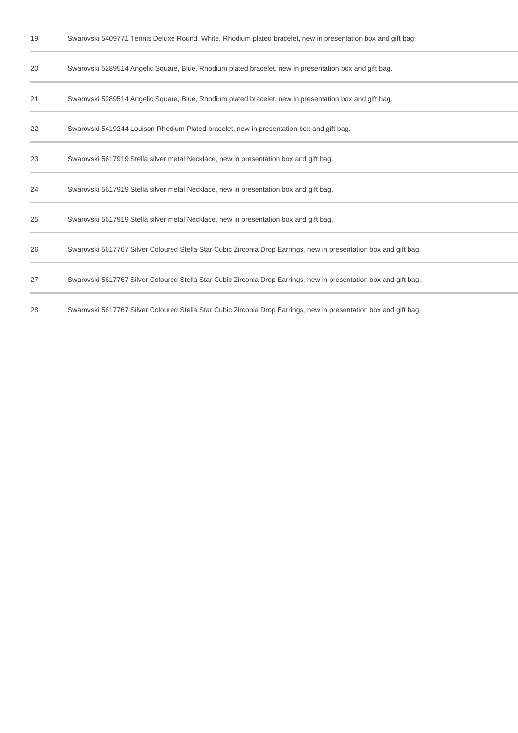| | |
|---|---|
| 19 | Swarovski 5409771 Tennis Deluxe Round, White, Rhodium plated bracelet, new in presentation box and gift bag. |
| 20 | Swarovski 5289514 Angelic Square, Blue, Rhodium plated bracelet, new in presentation box and gift bag. |
| 21 | Swarovski 5289514 Angelic Square, Blue, Rhodium plated bracelet, new in presentation box and gift bag. |
| 22 | Swarovski 5419244 Louison Rhodium Plated bracelet, new in presentation box and gift bag. |
| 23 | Swarovski 5617919 Stella silver metal Necklace, new in presentation box and gift bag. |
| 24 | Swarovski 5617919 Stella silver metal Necklace, new in presentation box and gift bag. |
| 25 | Swarovski 5617919 Stella silver metal Necklace, new in presentation box and gift bag. |
| 26 | Swarovski 5617767 Silver Coloured Stella Star Cubic Zirconia Drop Earrings, new in presentation box and gift bag. |
| 27 | Swarovski 5617767 Silver Coloured Stella Star Cubic Zirconia Drop Earrings, new in presentation box and gift bag. |
| 28 | Swarovski 5617767 Silver Coloured Stella Star Cubic Zirconia Drop Earrings, new in presentation box and gift bag. |